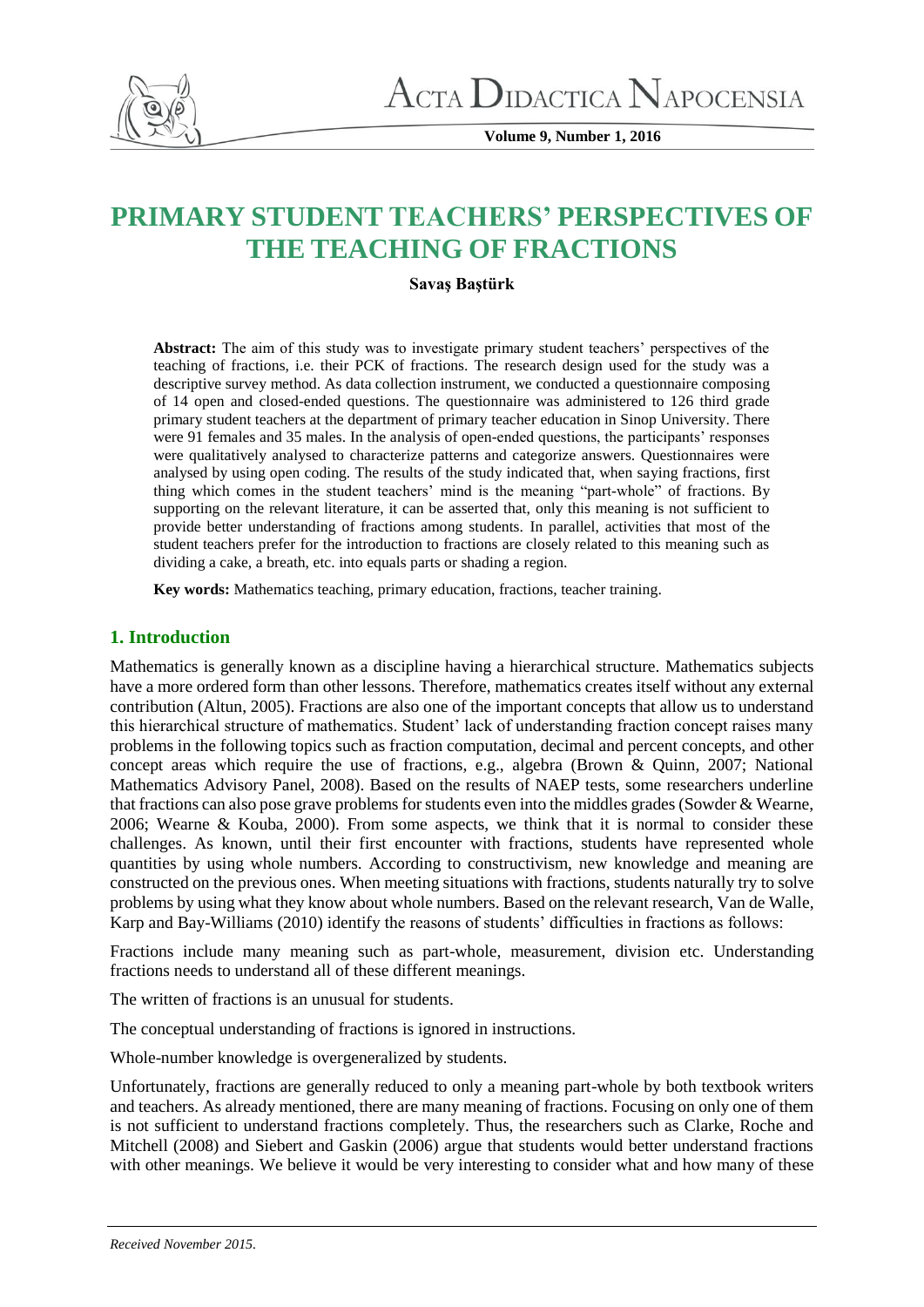# PRIMARY STUDENT TEACHERS' PERSPECTIVES OF THE TEACHING OF FRACTIONS

**Savaş Baştürk**

**Abstract:** The aim of this study was to investigate primary student teachers' perspectives of the teaching of fractions, i.e. their PCK of fractions. The research design used for the study was a descriptive survey method. As data collection instrument, we conducted a questionnaire composing of 14 open and closed-ended questions. The questionnaire was administered to 126 third grade primary student teachers at the department of primary teacher education in Sinop University. There were 91 females and 35 males. In the analysis of open-ended questions, the participants' responses were qualitatively analysed to characterize patterns and categorize answers. Questionnaires were analysed by using open coding. The results of the study indicated that, when saying fractions, first thing which comes in the student teachers' mind is the meaning "part-whole" of fractions. By supporting on the relevant literature, it can be asserted that, only this meaning is not sufficient to provide better understanding of fractions among students. In parallel, activities that most of the student teachers prefer for the introduction to fractions are closely related to this meaning such as dividing a cake, a breath, etc. into equals parts or shading a region.

**Key words:** Mathematics teaching, primary education, fractions, teacher training.

## 1. Introduction

Mathematics is generally known as a discipline having a hierarchical structure. Mathematics subjects have a more ordered form than other lessons. Therefore, mathematics creates itself without any external contribution (Altun, 2005). Fractions are also one of the important concepts that allow us to understand this hierarchical structure of mathematics. Student' lack of understanding fraction concept raises many problems in the following topics such as fraction computation, decimal and percent concepts, and other concept areas which require the use of fractions, e.g., algebra (Brown & Quinn, 2007; National Mathematics Advisory Panel, 2008). Based on the results of NAEP tests, some researchers underline that fractions can also pose grave problems for students even into the middles grades (Sowder & Wearne, 2006; Wearne & Kouba, 2000). From some aspects, we think that it is normal to consider these challenges. As known, until their first encounter with fractions, students have represented whole quantities by using whole numbers. According to constructivism, new knowledge and meaning are constructed on the previous ones. When meeting situations with fractions, students naturally try to solve problems by using what they know about whole numbers. Based on the relevant research, Van de Walle, Karp and Bay-Williams (2010) identify the reasons of students' difficulties in fractions as follows:

Fractions include many meaning such as part-whole, measurement, division etc. Understanding fractions needs to understand all of these different meanings.

The written of fractions is an unusual for students.

The conceptual understanding of fractions is ignored in instructions.

Whole-number knowledge is overgeneralized by students.

Unfortunately, fractions are generally reduced to only a meaning part-whole by both textbook writers and teachers. As already mentioned, there are many meaning of fractions. Focusing on only one of them is not sufficient to understand fractions completely. Thus, the researchers such as Clarke, Roche and Mitchell (2008) and Siebert and Gaskin (2006) argue that students would better understand fractions with other meanings. We believe it would be very interesting to consider what and how many of these

*Received November 2015.*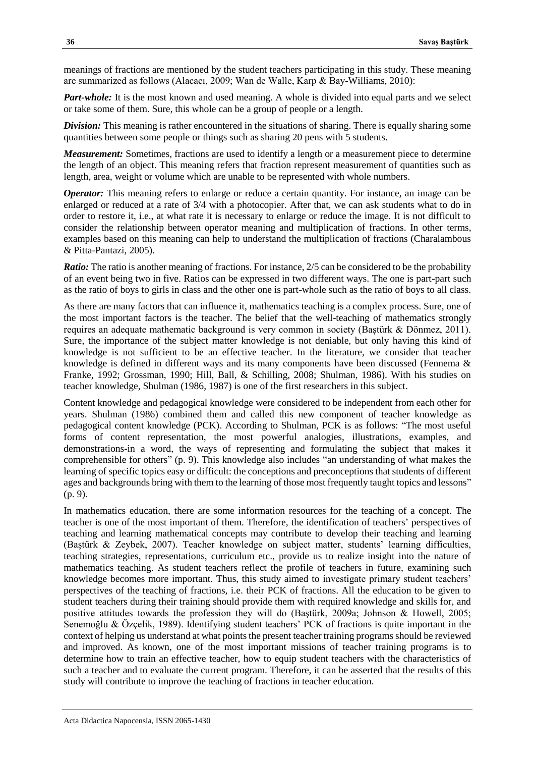meanings of fractions are mentioned by the student teachers participating in this study. These meaning are summarized as follows (Alacacı, 2009; Wan de Walle, Karp & Bay-Williams, 2010):

***Part-whole:*** It is the most known and used meaning. A whole is divided into equal parts and we select or take some of them. Sure, this whole can be a group of people or a length.

***Division:*** This meaning is rather encountered in the situations of sharing. There is equally sharing some quantities between some people or things such as sharing 20 pens with 5 students.

***Measurement:*** Sometimes, fractions are used to identify a length or a measurement piece to determine the length of an object. This meaning refers that fraction represent measurement of quantities such as length, area, weight or volume which are unable to be represented with whole numbers.

***Operator:*** This meaning refers to enlarge or reduce a certain quantity. For instance, an image can be enlarged or reduced at a rate of 3/4 with a photocopier. After that, we can ask students what to do in order to restore it, i.e., at what rate it is necessary to enlarge or reduce the image. It is not difficult to consider the relationship between operator meaning and multiplication of fractions. In other terms, examples based on this meaning can help to understand the multiplication of fractions (Charalambous & Pitta-Pantazi, 2005).

***Ratio:*** The ratio is another meaning of fractions. For instance, 2/5 can be considered to be the probability of an event being two in five. Ratios can be expressed in two different ways. The one is part-part such as the ratio of boys to girls in class and the other one is part-whole such as the ratio of boys to all class.

As there are many factors that can influence it, mathematics teaching is a complex process. Sure, one of the most important factors is the teacher. The belief that the well-teaching of mathematics strongly requires an adequate mathematic background is very common in society (Baştürk & Dönmez, 2011). Sure, the importance of the subject matter knowledge is not deniable, but only having this kind of knowledge is not sufficient to be an effective teacher. In the literature, we consider that teacher knowledge is defined in different ways and its many components have been discussed (Fennema & Franke, 1992; Grossman, 1990; Hill, Ball, & Schilling, 2008; Shulman, 1986). With his studies on teacher knowledge, Shulman (1986, 1987) is one of the first researchers in this subject.

Content knowledge and pedagogical knowledge were considered to be independent from each other for years. Shulman (1986) combined them and called this new component of teacher knowledge as pedagogical content knowledge (PCK). According to Shulman, PCK is as follows: "The most useful forms of content representation, the most powerful analogies, illustrations, examples, and demonstrations-in a word, the ways of representing and formulating the subject that makes it comprehensible for others" (p. 9). This knowledge also includes "an understanding of what makes the learning of specific topics easy or difficult: the conceptions and preconceptions that students of different ages and backgrounds bring with them to the learning of those most frequently taught topics and lessons" (p. 9).

In mathematics education, there are some information resources for the teaching of a concept. The teacher is one of the most important of them. Therefore, the identification of teachers' perspectives of teaching and learning mathematical concepts may contribute to develop their teaching and learning (Baştürk & Zeybek, 2007). Teacher knowledge on subject matter, students' learning difficulties, teaching strategies, representations, curriculum etc., provide us to realize insight into the nature of mathematics teaching. As student teachers reflect the profile of teachers in future, examining such knowledge becomes more important. Thus, this study aimed to investigate primary student teachers' perspectives of the teaching of fractions, i.e. their PCK of fractions. All the education to be given to student teachers during their training should provide them with required knowledge and skills for, and positive attitudes towards the profession they will do (Baştürk, 2009a; Johnson & Howell, 2005; Senemoğlu & Özçelik, 1989). Identifying student teachers' PCK of fractions is quite important in the context of helping us understand at what points the present teacher training programs should be reviewed and improved. As known, one of the most important missions of teacher training programs is to determine how to train an effective teacher, how to equip student teachers with the characteristics of such a teacher and to evaluate the current program. Therefore, it can be asserted that the results of this study will contribute to improve the teaching of fractions in teacher education.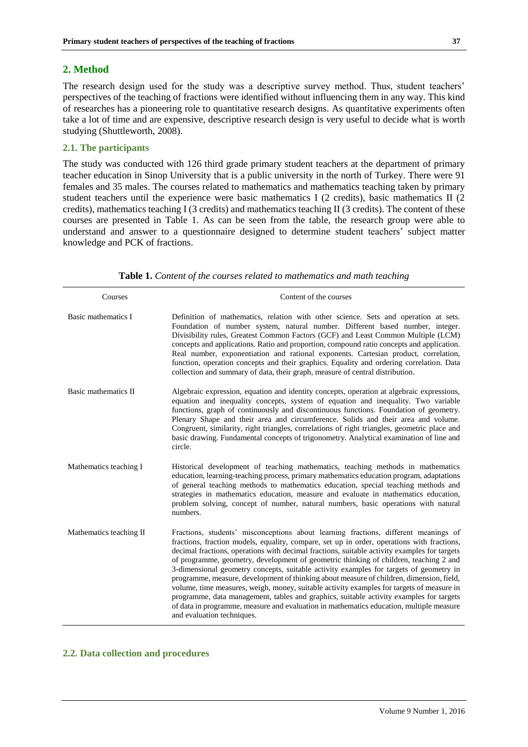## 2. Method

The research design used for the study was a descriptive survey method. Thus, student teachers' perspectives of the teaching of fractions were identified without influencing them in any way. This kind of researches has a pioneering role to quantitative research designs. As quantitative experiments often take a lot of time and are expensive, descriptive research design is very useful to decide what is worth studying (Shuttleworth, 2008).

### 2.1. The participants

The study was conducted with 126 third grade primary student teachers at the department of primary teacher education in Sinop University that is a public university in the north of Turkey. There were 91 females and 35 males. The courses related to mathematics and mathematics teaching taken by primary student teachers until the experience were basic mathematics I (2 credits), basic mathematics II (2 credits), mathematics teaching I (3 credits) and mathematics teaching II (3 credits). The content of these courses are presented in Table 1. As can be seen from the table, the research group were able to understand and answer to a questionnaire designed to determine student teachers' subject matter knowledge and PCK of fractions.

**Table 1.** *Content of the courses related to mathematics and math teaching*

| Courses | Content of the courses |
|---|---|
| Basic mathematics I | Definition of mathematics, relation with other science. Sets and operation at sets. Foundation of number system, natural number. Different based number, integer. Divisibility rules, Greatest Common Factors (GCF) and Least Common Multiple (LCM) concepts and applications. Ratio and proportion, compound ratio concepts and application. Real number, exponentiation and rational exponents. Cartesian product, correlation, function, operation concepts and their graphics. Equality and ordering correlation. Data collection and summary of data, their graph, measure of central distribution. |
| Basic mathematics II | Algebraic expression, equation and identity concepts, operation at algebraic expressions, equation and inequality concepts, system of equation and inequality. Two variable functions, graph of continuously and discontinuous functions. Foundation of geometry. Plenary Shape and their area and circumference. Solids and their area and volume. Congruent, similarity, right triangles, correlations of right triangles, geometric place and basic drawing. Fundamental concepts of trigonometry. Analytical examination of line and circle. |
| Mathematics teaching I | Historical development of teaching mathematics, teaching methods in mathematics education, learning-teaching process, primary mathematics education program, adaptations of general teaching methods to mathematics education, special teaching methods and strategies in mathematics education, measure and evaluate in mathematics education, problem solving, concept of number, natural numbers, basic operations with natural numbers. |
| Mathematics teaching II | Fractions, students' misconceptions about learning fractions, different meanings of fractions, fraction models, equality, compare, set up in order, operations with fractions, decimal fractions, operations with decimal fractions, suitable activity examples for targets of programme, geometry, development of geometric thinking of children, teaching 2 and 3-dimensional geometry concepts, suitable activity examples for targets of geometry in programme, measure, development of thinking about measure of children, dimension, field, volume, time measures, weigh, money, suitable activity examples for targets of measure in programme, data management, tables and graphics, suitable activity examples for targets of data in programme, measure and evaluation in mathematics education, multiple measure and evaluation techniques. |

### 2.2. Data collection and procedures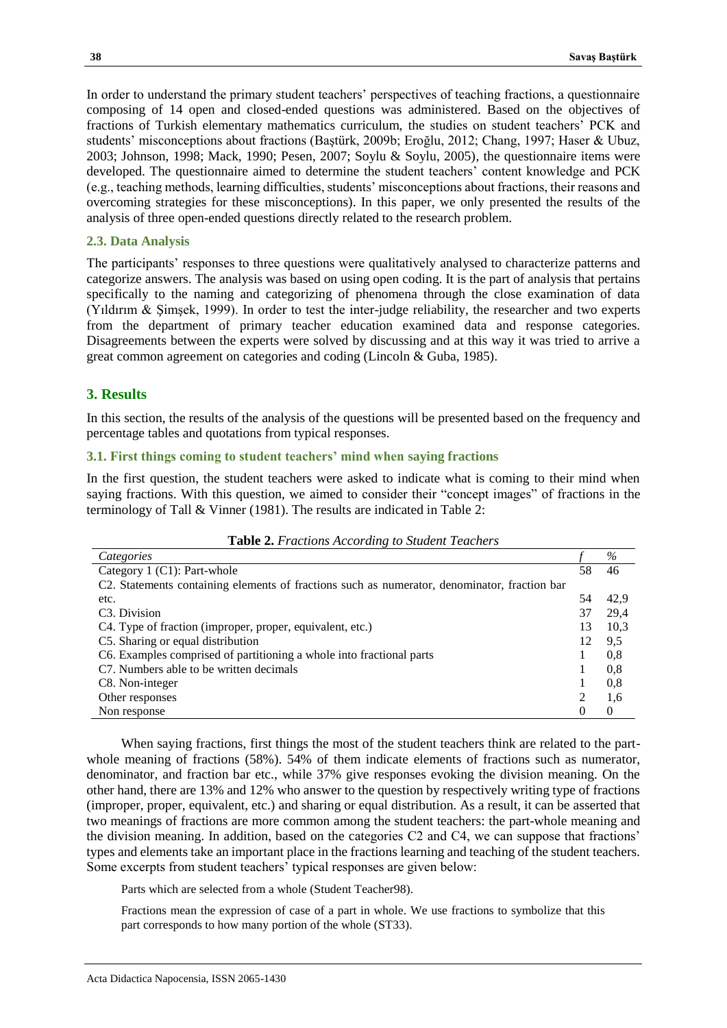In order to understand the primary student teachers' perspectives of teaching fractions, a questionnaire composing of 14 open and closed-ended questions was administered. Based on the objectives of fractions of Turkish elementary mathematics curriculum, the studies on student teachers' PCK and students' misconceptions about fractions (Baştürk, 2009b; Eroğlu, 2012; Chang, 1997; Haser & Ubuz, 2003; Johnson, 1998; Mack, 1990; Pesen, 2007; Soylu & Soylu, 2005), the questionnaire items were developed. The questionnaire aimed to determine the student teachers' content knowledge and PCK (e.g., teaching methods, learning difficulties, students' misconceptions about fractions, their reasons and overcoming strategies for these misconceptions). In this paper, we only presented the results of the analysis of three open-ended questions directly related to the research problem.

### 2.3. Data Analysis

The participants' responses to three questions were qualitatively analysed to characterize patterns and categorize answers. The analysis was based on using open coding. It is the part of analysis that pertains specifically to the naming and categorizing of phenomena through the close examination of data (Yıldırım & Şimşek, 1999). In order to test the inter-judge reliability, the researcher and two experts from the department of primary teacher education examined data and response categories. Disagreements between the experts were solved by discussing and at this way it was tried to arrive a great common agreement on categories and coding (Lincoln & Guba, 1985).

## 3. Results

In this section, the results of the analysis of the questions will be presented based on the frequency and percentage tables and quotations from typical responses.

### 3.1. First things coming to student teachers' mind when saying fractions

In the first question, the student teachers were asked to indicate what is coming to their mind when saying fractions. With this question, we aimed to consider their "concept images" of fractions in the terminology of Tall & Vinner (1981). The results are indicated in Table 2:

**Table 2.** *Fractions According to Student Teachers*

| *Categories* | *f* | *%* |
|---|---|---|
| Category 1 (C1): Part-whole | 58 | 46 |
| C2. Statements containing elements of fractions such as numerator, denominator, fraction bar etc. | 54 | 42,9 |
| C3. Division | 37 | 29,4 |
| C4. Type of fraction (improper, proper, equivalent, etc.) | 13 | 10,3 |
| C5. Sharing or equal distribution | 12 | 9,5 |
| C6. Examples comprised of partitioning a whole into fractional parts | 1 | 0,8 |
| C7. Numbers able to be written decimals | 1 | 0,8 |
| C8. Non-integer | 1 | 0,8 |
| Other responses | 2 | 1,6 |
| Non response | 0 | 0 |

When saying fractions, first things the most of the student teachers think are related to the part-whole meaning of fractions (58%). 54% of them indicate elements of fractions such as numerator, denominator, and fraction bar etc., while 37% give responses evoking the division meaning. On the other hand, there are 13% and 12% who answer to the question by respectively writing type of fractions (improper, proper, equivalent, etc.) and sharing or equal distribution. As a result, it can be asserted that two meanings of fractions are more common among the student teachers: the part-whole meaning and the division meaning. In addition, based on the categories C2 and C4, we can suppose that fractions' types and elements take an important place in the fractions learning and teaching of the student teachers. Some excerpts from student teachers' typical responses are given below:

> Parts which are selected from a whole (Student Teacher98).

> Fractions mean the expression of case of a part in whole. We use fractions to symbolize that this part corresponds to how many portion of the whole (ST33).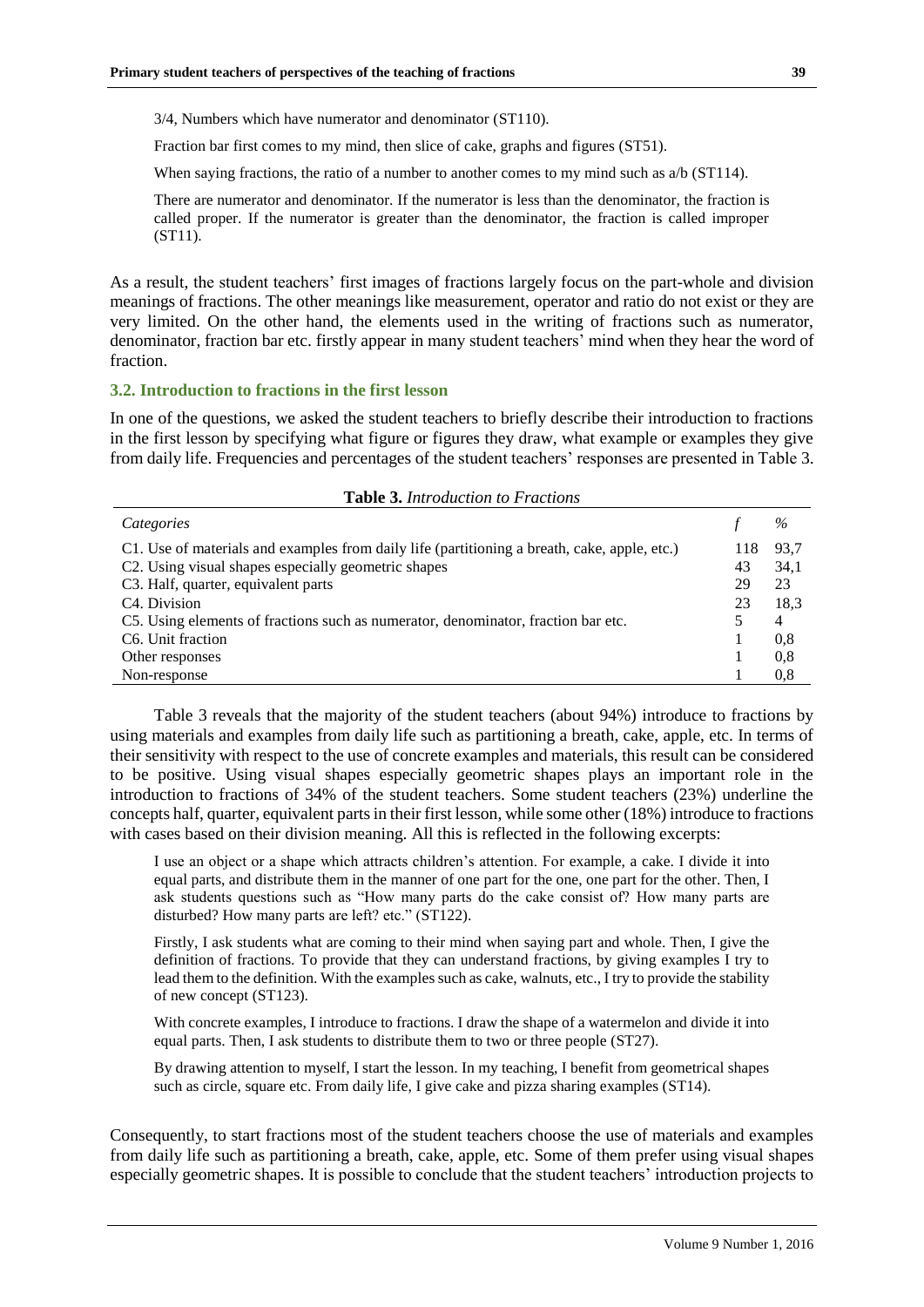3/4, Numbers which have numerator and denominator (ST110).

Fraction bar first comes to my mind, then slice of cake, graphs and figures (ST51).

When saying fractions, the ratio of a number to another comes to my mind such as a/b (ST114).

There are numerator and denominator. If the numerator is less than the denominator, the fraction is called proper. If the numerator is greater than the denominator, the fraction is called improper (ST11).

As a result, the student teachers' first images of fractions largely focus on the part-whole and division meanings of fractions. The other meanings like measurement, operator and ratio do not exist or they are very limited. On the other hand, the elements used in the writing of fractions such as numerator, denominator, fraction bar etc. firstly appear in many student teachers' mind when they hear the word of fraction.

### 3.2. Introduction to fractions in the first lesson

In one of the questions, we asked the student teachers to briefly describe their introduction to fractions in the first lesson by specifying what figure or figures they draw, what example or examples they give from daily life. Frequencies and percentages of the student teachers' responses are presented in Table 3.

**Table 3.** *Introduction to Fractions*

| *Categories* | *f* | *%* |
|---|---|---|
| C1. Use of materials and examples from daily life (partitioning a breath, cake, apple, etc.) | 118 | 93,7 |
| C2. Using visual shapes especially geometric shapes | 43 | 34,1 |
| C3. Half, quarter, equivalent parts | 29 | 23 |
| C4. Division | 23 | 18,3 |
| C5. Using elements of fractions such as numerator, denominator, fraction bar etc. | 5 | 4 |
| C6. Unit fraction | 1 | 0,8 |
| Other responses | 1 | 0,8 |
| Non-response | 1 | 0,8 |

Table 3 reveals that the majority of the student teachers (about 94%) introduce to fractions by using materials and examples from daily life such as partitioning a breath, cake, apple, etc. In terms of their sensitivity with respect to the use of concrete examples and materials, this result can be considered to be positive. Using visual shapes especially geometric shapes plays an important role in the introduction to fractions of 34% of the student teachers. Some student teachers (23%) underline the concepts half, quarter, equivalent parts in their first lesson, while some other (18%) introduce to fractions with cases based on their division meaning. All this is reflected in the following excerpts:

I use an object or a shape which attracts children's attention. For example, a cake. I divide it into equal parts, and distribute them in the manner of one part for the one, one part for the other. Then, I ask students questions such as "How many parts do the cake consist of? How many parts are disturbed? How many parts are left? etc." (ST122).

Firstly, I ask students what are coming to their mind when saying part and whole. Then, I give the definition of fractions. To provide that they can understand fractions, by giving examples I try to lead them to the definition. With the examples such as cake, walnuts, etc., I try to provide the stability of new concept (ST123).

With concrete examples, I introduce to fractions. I draw the shape of a watermelon and divide it into equal parts. Then, I ask students to distribute them to two or three people (ST27).

By drawing attention to myself, I start the lesson. In my teaching, I benefit from geometrical shapes such as circle, square etc. From daily life, I give cake and pizza sharing examples (ST14).

Consequently, to start fractions most of the student teachers choose the use of materials and examples from daily life such as partitioning a breath, cake, apple, etc. Some of them prefer using visual shapes especially geometric shapes. It is possible to conclude that the student teachers' introduction projects to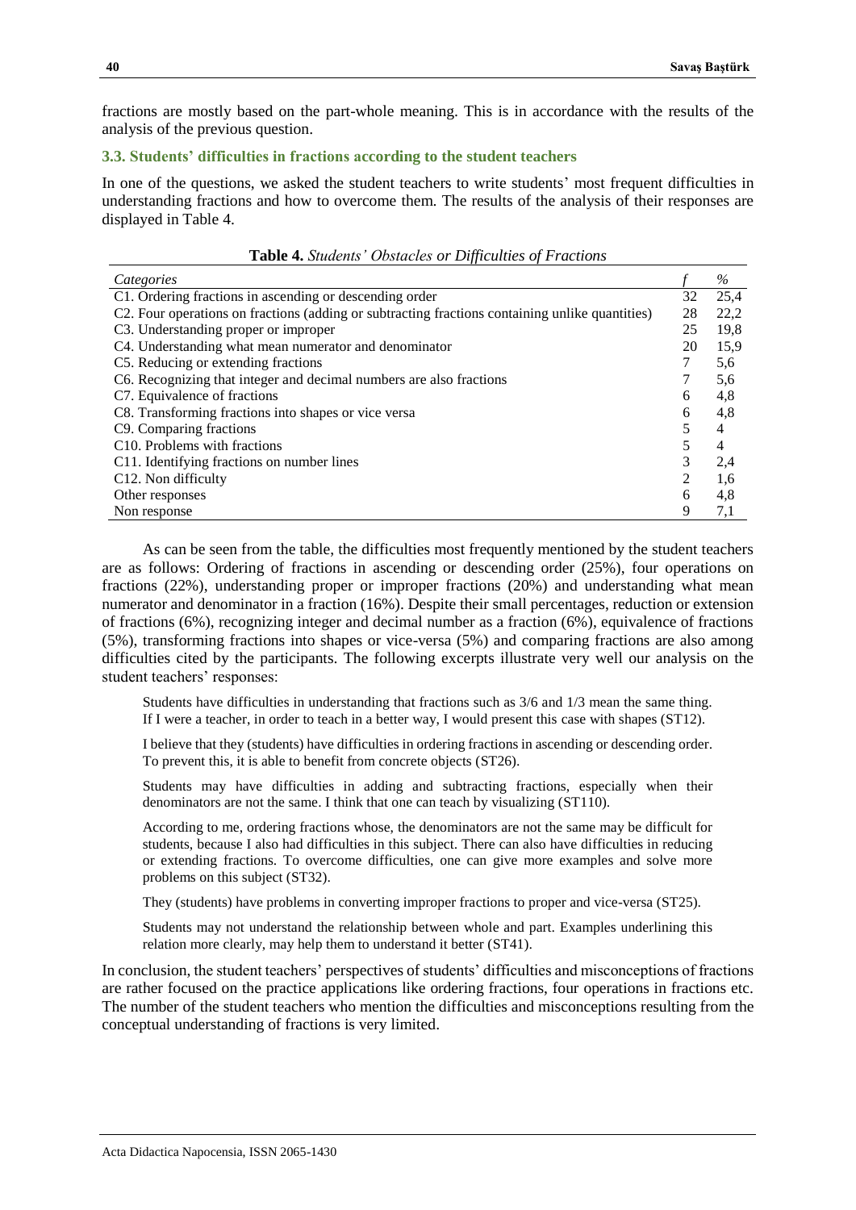fractions are mostly based on the part-whole meaning. This is in accordance with the results of the analysis of the previous question.

### 3.3. Students' difficulties in fractions according to the student teachers

In one of the questions, we asked the student teachers to write students' most frequent difficulties in understanding fractions and how to overcome them. The results of the analysis of their responses are displayed in Table 4.

**Table 4.** *Students' Obstacles or Difficulties of Fractions*

| *Categories* | *f* | *%* |
|---|---|---|
| C1. Ordering fractions in ascending or descending order | 32 | 25,4 |
| C2. Four operations on fractions (adding or subtracting fractions containing unlike quantities) | 28 | 22,2 |
| C3. Understanding proper or improper | 25 | 19,8 |
| C4. Understanding what mean numerator and denominator | 20 | 15,9 |
| C5. Reducing or extending fractions | 7 | 5,6 |
| C6. Recognizing that integer and decimal numbers are also fractions | 7 | 5,6 |
| C7. Equivalence of fractions | 6 | 4,8 |
| C8. Transforming fractions into shapes or vice versa | 6 | 4,8 |
| C9. Comparing fractions | 5 | 4 |
| C10. Problems with fractions | 5 | 4 |
| C11. Identifying fractions on number lines | 3 | 2,4 |
| C12. Non difficulty | 2 | 1,6 |
| Other responses | 6 | 4,8 |
| Non response | 9 | 7,1 |

As can be seen from the table, the difficulties most frequently mentioned by the student teachers are as follows: Ordering of fractions in ascending or descending order (25%), four operations on fractions (22%), understanding proper or improper fractions (20%) and understanding what mean numerator and denominator in a fraction (16%). Despite their small percentages, reduction or extension of fractions (6%), recognizing integer and decimal number as a fraction (6%), equivalence of fractions (5%), transforming fractions into shapes or vice-versa (5%) and comparing fractions are also among difficulties cited by the participants. The following excerpts illustrate very well our analysis on the student teachers' responses:

> Students have difficulties in understanding that fractions such as 3/6 and 1/3 mean the same thing. If I were a teacher, in order to teach in a better way, I would present this case with shapes (ST12).
>
> I believe that they (students) have difficulties in ordering fractions in ascending or descending order. To prevent this, it is able to benefit from concrete objects (ST26).
>
> Students may have difficulties in adding and subtracting fractions, especially when their denominators are not the same. I think that one can teach by visualizing (ST110).
>
> According to me, ordering fractions whose, the denominators are not the same may be difficult for students, because I also had difficulties in this subject. There can also have difficulties in reducing or extending fractions. To overcome difficulties, one can give more examples and solve more problems on this subject (ST32).
>
> They (students) have problems in converting improper fractions to proper and vice-versa (ST25).
>
> Students may not understand the relationship between whole and part. Examples underlining this relation more clearly, may help them to understand it better (ST41).

In conclusion, the student teachers' perspectives of students' difficulties and misconceptions of fractions are rather focused on the practice applications like ordering fractions, four operations in fractions etc. The number of the student teachers who mention the difficulties and misconceptions resulting from the conceptual understanding of fractions is very limited.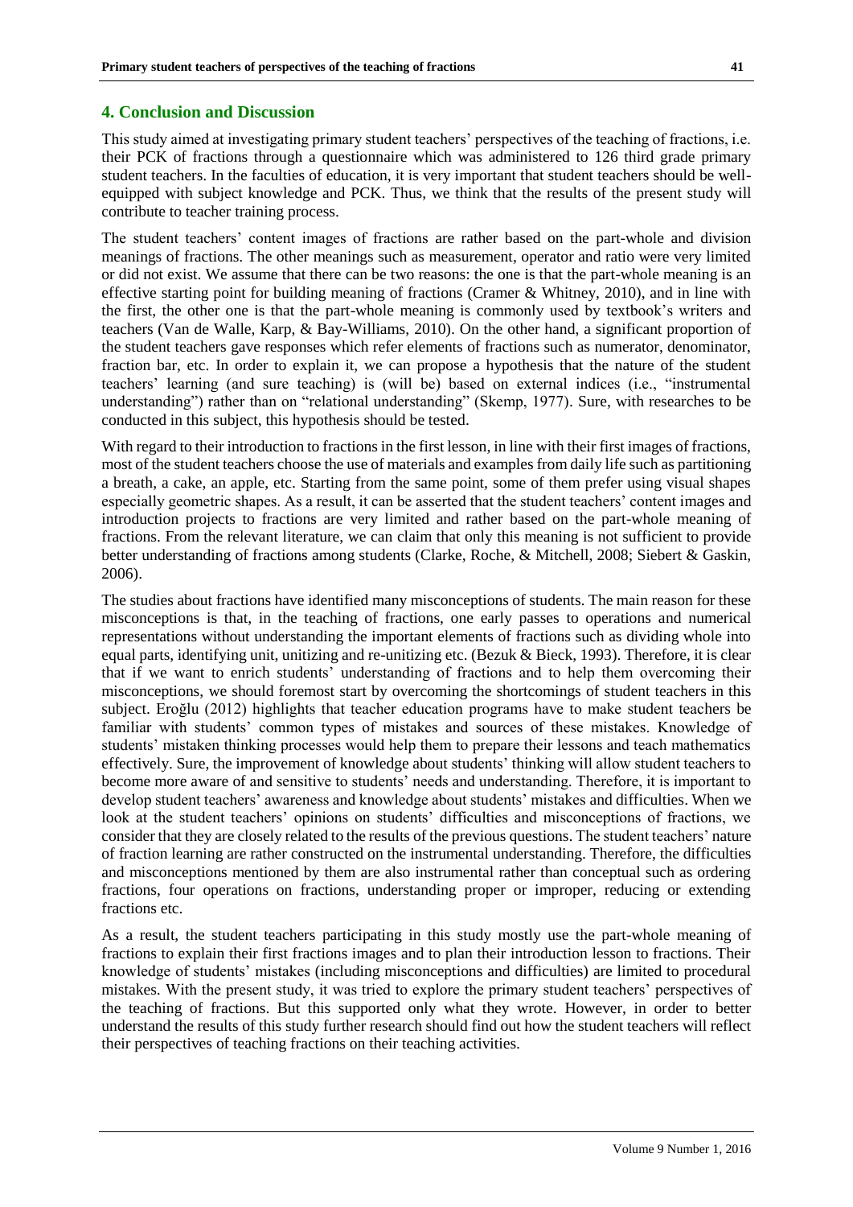## 4. Conclusion and Discussion

This study aimed at investigating primary student teachers' perspectives of the teaching of fractions, i.e. their PCK of fractions through a questionnaire which was administered to 126 third grade primary student teachers. In the faculties of education, it is very important that student teachers should be well-equipped with subject knowledge and PCK. Thus, we think that the results of the present study will contribute to teacher training process.

The student teachers' content images of fractions are rather based on the part-whole and division meanings of fractions. The other meanings such as measurement, operator and ratio were very limited or did not exist. We assume that there can be two reasons: the one is that the part-whole meaning is an effective starting point for building meaning of fractions (Cramer & Whitney, 2010), and in line with the first, the other one is that the part-whole meaning is commonly used by textbook's writers and teachers (Van de Walle, Karp, & Bay-Williams, 2010). On the other hand, a significant proportion of the student teachers gave responses which refer elements of fractions such as numerator, denominator, fraction bar, etc. In order to explain it, we can propose a hypothesis that the nature of the student teachers' learning (and sure teaching) is (will be) based on external indices (i.e., "instrumental understanding") rather than on "relational understanding" (Skemp, 1977). Sure, with researches to be conducted in this subject, this hypothesis should be tested.

With regard to their introduction to fractions in the first lesson, in line with their first images of fractions, most of the student teachers choose the use of materials and examples from daily life such as partitioning a breath, a cake, an apple, etc. Starting from the same point, some of them prefer using visual shapes especially geometric shapes. As a result, it can be asserted that the student teachers' content images and introduction projects to fractions are very limited and rather based on the part-whole meaning of fractions. From the relevant literature, we can claim that only this meaning is not sufficient to provide better understanding of fractions among students (Clarke, Roche, & Mitchell, 2008; Siebert & Gaskin, 2006).

The studies about fractions have identified many misconceptions of students. The main reason for these misconceptions is that, in the teaching of fractions, one early passes to operations and numerical representations without understanding the important elements of fractions such as dividing whole into equal parts, identifying unit, unitizing and re-unitizing etc. (Bezuk & Bieck, 1993). Therefore, it is clear that if we want to enrich students' understanding of fractions and to help them overcoming their misconceptions, we should foremost start by overcoming the shortcomings of student teachers in this subject. Eroğlu (2012) highlights that teacher education programs have to make student teachers be familiar with students' common types of mistakes and sources of these mistakes. Knowledge of students' mistaken thinking processes would help them to prepare their lessons and teach mathematics effectively. Sure, the improvement of knowledge about students' thinking will allow student teachers to become more aware of and sensitive to students' needs and understanding. Therefore, it is important to develop student teachers' awareness and knowledge about students' mistakes and difficulties. When we look at the student teachers' opinions on students' difficulties and misconceptions of fractions, we consider that they are closely related to the results of the previous questions. The student teachers' nature of fraction learning are rather constructed on the instrumental understanding. Therefore, the difficulties and misconceptions mentioned by them are also instrumental rather than conceptual such as ordering fractions, four operations on fractions, understanding proper or improper, reducing or extending fractions etc.

As a result, the student teachers participating in this study mostly use the part-whole meaning of fractions to explain their first fractions images and to plan their introduction lesson to fractions. Their knowledge of students' mistakes (including misconceptions and difficulties) are limited to procedural mistakes. With the present study, it was tried to explore the primary student teachers' perspectives of the teaching of fractions. But this supported only what they wrote. However, in order to better understand the results of this study further research should find out how the student teachers will reflect their perspectives of teaching fractions on their teaching activities.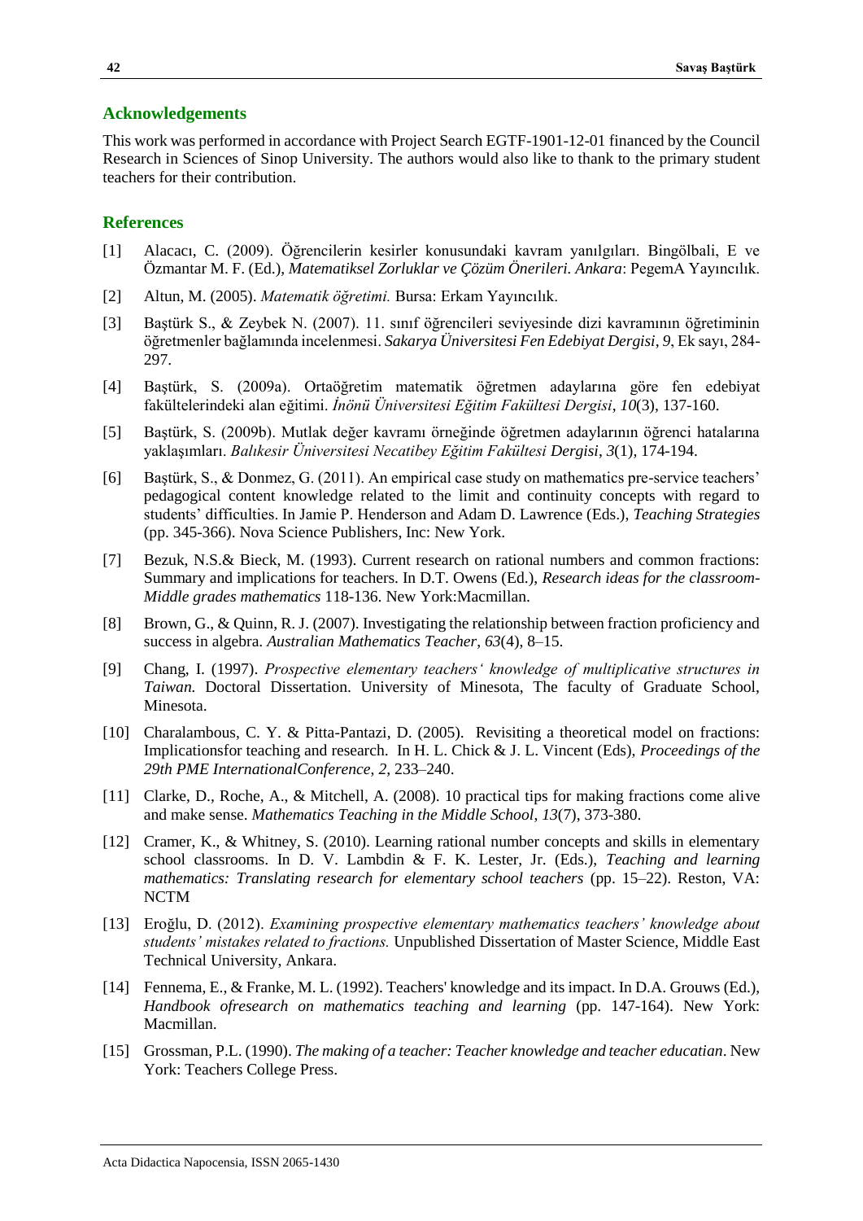## Acknowledgements

This work was performed in accordance with Project Search EGTF-1901-12-01 financed by the Council Research in Sciences of Sinop University. The authors would also like to thank to the primary student teachers for their contribution.

## References

[1] Alacacı, C. (2009). Öğrencilerin kesirler konusundaki kavram yanılgıları. Bingölbali, E ve Özmantar M. F. (Ed.), *Matematiksel Zorluklar ve Çözüm Önerileri. Ankara*: PegemA Yayıncılık.

[2] Altun, M. (2005). *Matematik öğretimi.* Bursa: Erkam Yayıncılık.

[3] Baştürk S., & Zeybek N. (2007). 11. sınıf öğrencileri seviyesinde dizi kavramının öğretiminin öğretmenler bağlamında incelenmesi. *Sakarya Üniversitesi Fen Edebiyat Dergisi*, *9*, Ek sayı, 284-297.

[4] Baştürk, S. (2009a). Ortaöğretim matematik öğretmen adaylarına göre fen edebiyat fakültelerindeki alan eğitimi. *İnönü Üniversitesi Eğitim Fakültesi Dergisi*, *10*(3), 137-160.

[5] Baştürk, S. (2009b). Mutlak değer kavramı örneğinde öğretmen adaylarının öğrenci hatalarına yaklaşımları. *Balıkesir Üniversitesi Necatibey Eğitim Fakültesi Dergisi*, *3*(1), 174-194.

[6] Baştürk, S., & Donmez, G. (2011). An empirical case study on mathematics pre-service teachers' pedagogical content knowledge related to the limit and continuity concepts with regard to students' difficulties. In Jamie P. Henderson and Adam D. Lawrence (Eds.), *Teaching Strategies* (pp. 345-366). Nova Science Publishers, Inc: New York.

[7] Bezuk, N.S.& Bieck, M. (1993). Current research on rational numbers and common fractions: Summary and implications for teachers. In D.T. Owens (Ed.), *Research ideas for the classroom-Middle grades mathematics* 118-136. New York:Macmillan.

[8] Brown, G., & Quinn, R. J. (2007). Investigating the relationship between fraction proficiency and success in algebra. *Australian Mathematics Teacher*, *63*(4), 8–15.

[9] Chang, I. (1997). *Prospective elementary teachers' knowledge of multiplicative structures in Taiwan.* Doctoral Dissertation. University of Minesota, The faculty of Graduate School, Minesota.

[10] Charalambous, C. Y. & Pitta-Pantazi, D. (2005). Revisiting a theoretical model on fractions: Implicationsfor teaching and research. In H. L. Chick & J. L. Vincent (Eds), *Proceedings of the 29th PME InternationalConference*, *2*, 233–240.

[11] Clarke, D., Roche, A., & Mitchell, A. (2008). 10 practical tips for making fractions come alive and make sense. *Mathematics Teaching in the Middle School*, *13*(7), 373-380.

[12] Cramer, K., & Whitney, S. (2010). Learning rational number concepts and skills in elementary school classrooms. In D. V. Lambdin & F. K. Lester, Jr. (Eds.), *Teaching and learning mathematics: Translating research for elementary school teachers* (pp. 15–22). Reston, VA: NCTM

[13] Eroğlu, D. (2012). *Examining prospective elementary mathematics teachers' knowledge about students' mistakes related to fractions.* Unpublished Dissertation of Master Science, Middle East Technical University, Ankara.

[14] Fennema, E., & Franke, M. L. (1992). Teachers' knowledge and its impact. In D.A. Grouws (Ed.), *Handbook ofresearch on mathematics teaching and learning* (pp. 147-164). New York: Macmillan.

[15] Grossman, P.L. (1990). *The making of a teacher: Teacher knowledge and teacher educatian*. New York: Teachers College Press.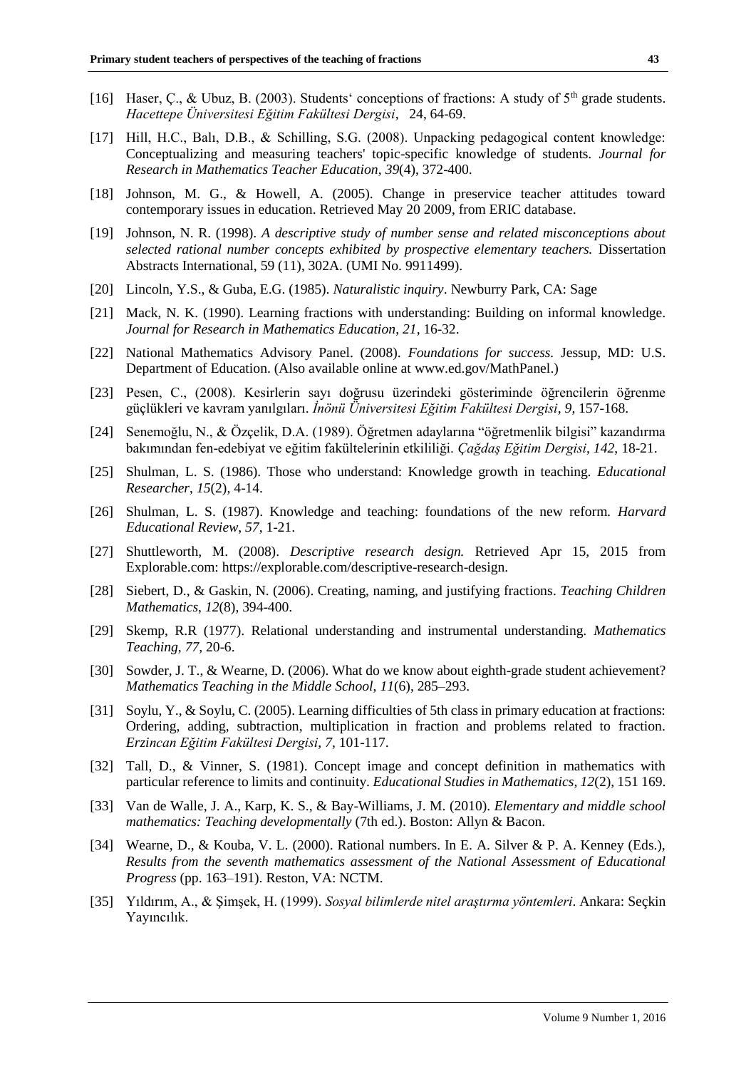[16] Haser, Ç., & Ubuz, B. (2003). Students' conceptions of fractions: A study of 5th grade students. *Hacettepe Üniversitesi Eğitim Fakültesi Dergisi*, 24, 64-69.

[17] Hill, H.C., Balı, D.B., & Schilling, S.G. (2008). Unpacking pedagogical content knowledge: Conceptualizing and measuring teachers' topic-specific knowledge of students. *Journal for Research in Mathematics Teacher Education*, *39*(4), 372-400.

[18] Johnson, M. G., & Howell, A. (2005). Change in preservice teacher attitudes toward contemporary issues in education. Retrieved May 20 2009, from ERIC database.

[19] Johnson, N. R. (1998). *A descriptive study of number sense and related misconceptions about selected rational number concepts exhibited by prospective elementary teachers.* Dissertation Abstracts International, 59 (11), 302A. (UMI No. 9911499).

[20] Lincoln, Y.S., & Guba, E.G. (1985). *Naturalistic inquiry*. Newburry Park, CA: Sage

[21] Mack, N. K. (1990). Learning fractions with understanding: Building on informal knowledge. *Journal for Research in Mathematics Education*, *21*, 16-32.

[22] National Mathematics Advisory Panel. (2008). *Foundations for success.* Jessup, MD: U.S. Department of Education. (Also available online at www.ed.gov/MathPanel.)

[23] Pesen, C., (2008). Kesirlerin sayı doğrusu üzerindeki gösteriminde öğrencilerin öğrenme güçlükleri ve kavram yanılgıları. *İnönü Üniversitesi Eğitim Fakültesi Dergisi*, *9*, 157-168.

[24] Senemoğlu, N., & Özçelik, D.A. (1989). Öğretmen adaylarına "öğretmenlik bilgisi" kazandırma bakımından fen-edebiyat ve eğitim fakültelerinin etkililiği. *Çağdaş Eğitim Dergisi*, *142*, 18-21.

[25] Shulman, L. S. (1986). Those who understand: Knowledge growth in teaching. *Educational Researcher*, *15*(2), 4-14.

[26] Shulman, L. S. (1987). Knowledge and teaching: foundations of the new reform. *Harvard Educational Review*, *57*, 1-21.

[27] Shuttleworth, M. (2008). *Descriptive research design.* Retrieved Apr 15, 2015 from Explorable.com: https://explorable.com/descriptive-research-design.

[28] Siebert, D., & Gaskin, N. (2006). Creating, naming, and justifying fractions. *Teaching Children Mathematics*, *12*(8), 394-400.

[29] Skemp, R.R (1977). Relational understanding and instrumental understanding. *Mathematics Teaching*, *77*, 20-6.

[30] Sowder, J. T., & Wearne, D. (2006). What do we know about eighth-grade student achievement? *Mathematics Teaching in the Middle School*, *11*(6), 285–293.

[31] Soylu, Y., & Soylu, C. (2005). Learning difficulties of 5th class in primary education at fractions: Ordering, adding, subtraction, multiplication in fraction and problems related to fraction. *Erzincan Eğitim Fakültesi Dergisi*, *7*, 101-117.

[32] Tall, D., & Vinner, S. (1981). Concept image and concept definition in mathematics with particular reference to limits and continuity. *Educational Studies in Mathematics*, *12*(2), 151 169.

[33] Van de Walle, J. A., Karp, K. S., & Bay-Williams, J. M. (2010). *Elementary and middle school mathematics: Teaching developmentally* (7th ed.). Boston: Allyn & Bacon.

[34] Wearne, D., & Kouba, V. L. (2000). Rational numbers. In E. A. Silver & P. A. Kenney (Eds.), *Results from the seventh mathematics assessment of the National Assessment of Educational Progress* (pp. 163–191). Reston, VA: NCTM.

[35] Yıldırım, A., & Şimşek, H. (1999). *Sosyal bilimlerde nitel araştırma yöntemleri*. Ankara: Seçkin Yayıncılık.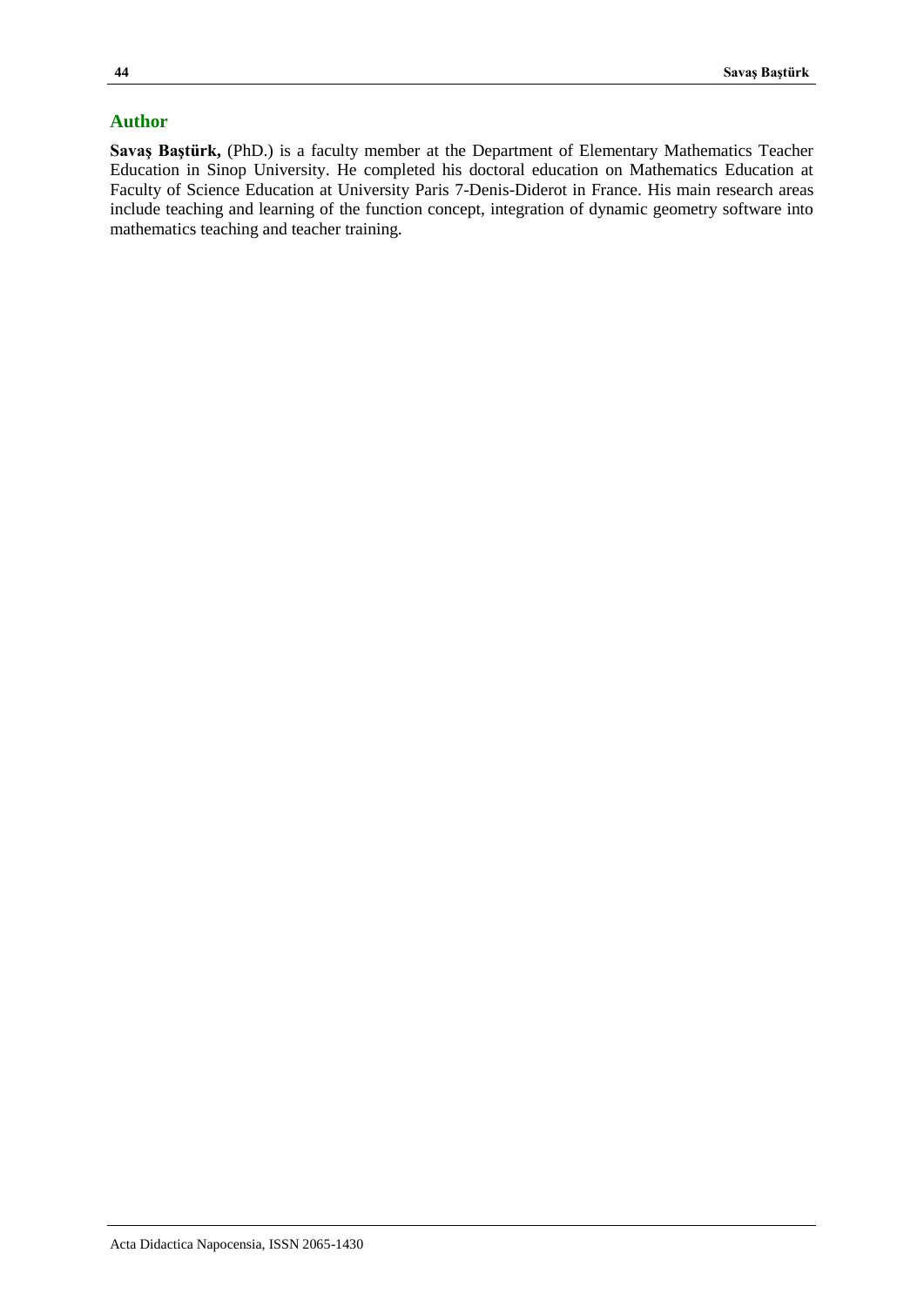## Author

**Savaş Baştürk,** (PhD.) is a faculty member at the Department of Elementary Mathematics Teacher Education in Sinop University. He completed his doctoral education on Mathematics Education at Faculty of Science Education at University Paris 7-Denis-Diderot in France. His main research areas include teaching and learning of the function concept, integration of dynamic geometry software into mathematics teaching and teacher training.